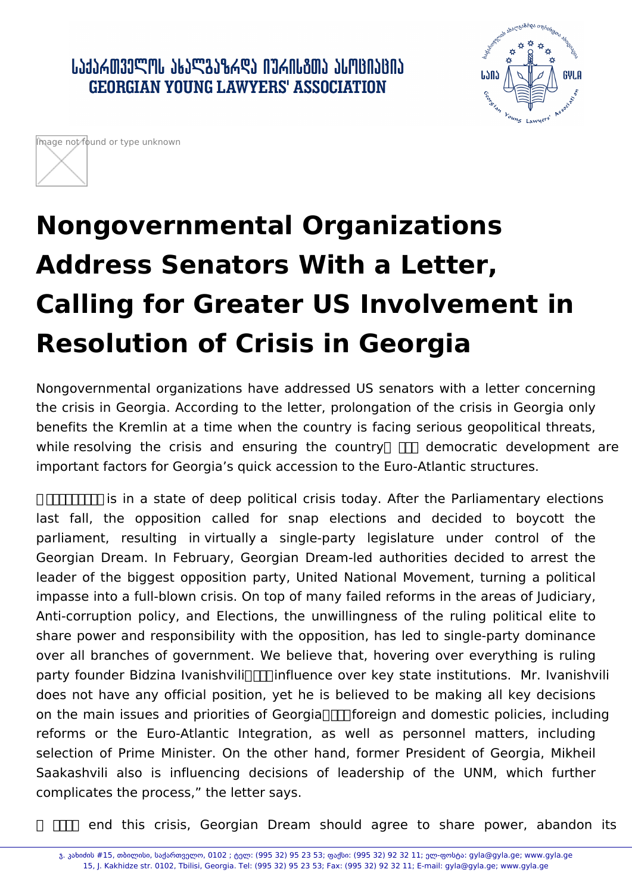# Nongovernmental Organizations Address Senators With a Letter, Calling for Greater US Involvement in Resolution of Crisis in Georgia

Nongovernmental organizations have addressed US senators with a letter concerning the crisis in Georgia. According to the letter, prolongation of the crisis in Georgia only benefits the Kremlin at a time when the country is facing serious geopolitical threats, while resolving the crisis and ensuring the country democratic development are important factors for Georgia's quick accession to the Euro-Atlantic structures.

is in a state of deep political crisis today. After the Parliamentary elections last fall, the opposition called for snap elections and decided to boycott the parliament, resulting in virtually a single-party legislature under control of the Georgian Dream. In February, Georgian Dream-led authorities decided to arrest the leader of the biggest opposition party, United National Movement, turning a political impasse into a full-blown crisis. On top of many failed reforms in the areas of Judiciary, Anti-corruption policy, and Elections, the unwillingness of the ruling political elite to share power and responsibility with the opposition, has led to single-party dominance over all branches of government. We believe that, hovering over everything is ruling party founder Bidzina Ivanishvili influence over key state institutions. Mr. Ivanishvili does not have any official position, yet he is believed to be making all key decisions on the main issues and priorities of Georgia foreign and domestic policies, including reforms or the Euro-Atlantic Integration, as well as personnel matters, including selection of Prime Minister. On the other hand, former President of Georgia, Mikheil Saakashvili also is influencing decisions of leadership of the UNM, which further complicates the process," the letter says.

end this crisis, Georgian Dream should agree to share power, abandon its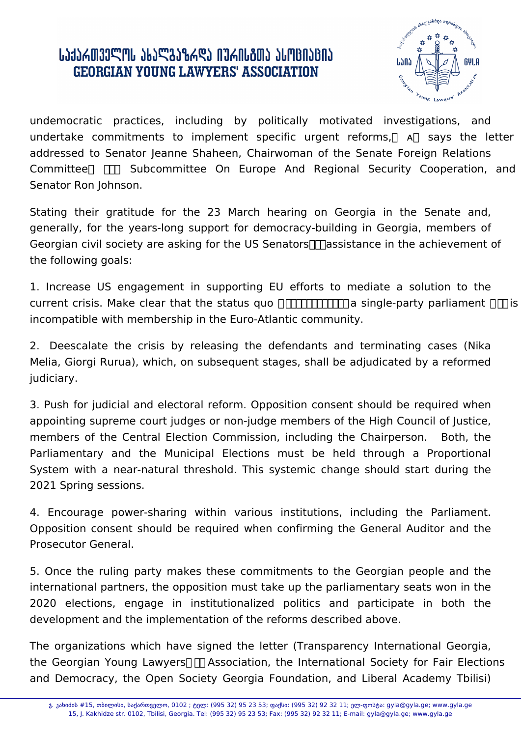undemocratic practices, including by politically motivated investigations, and undertake commitments to implement specific urgent reforms,” says the letter addressed to Senator Jeanne Shaheen, Chairwoman of the Senate Foreign Relations Committee’s Subcommittee On Europe And Regional Security Cooperation, and Senator Ron Johnson.

Stating their gratitude for the 23 March hearing on Georgia in the Senate and, generally, for the years-long support for democracy-building in Georgia, members of Georgian civil society are asking for the US Senators’ assistance in the achievement of the following goals:

1. Increase US engagement in supporting EU efforts to mediate a solution to the current crisis. Make clear that the status quo – a single-party parliament – is incompatible with membership in the Euro-Atlantic community.

2. Deescalate the crisis by releasing the defendants and terminating cases (Nika Melia, Giorgi Rurua), which, on subsequent stages, shall be adjudicated by a reformed judiciary.

3. Push for judicial and electoral reform. Opposition consent should be required when appointing supreme court judges or non-judge members of the High Council of Justice, members of the Central Election Commission, including the Chairperson. Both, the Parliamentary and the Municipal Elections must be held through a Proportional System with a near-natural threshold. This systemic change should start during the 2021 Spring sessions.

4. Encourage power-sharing within various institutions, including the Parliament. Opposition consent should be required when confirming the General Auditor and the Prosecutor General.

5. Once the ruling party makes these commitments to the Georgian people and the international partners, the opposition must take up the parliamentary seats won in the 2020 elections, engage in institutionalized politics and participate in both the development and the implementation of the reforms described above.

The organizations which have signed the letter (Transparency International Georgia, the Georgian Young Lawyers’ Association, the International Society for Fair Elections and Democracy, the Open Society Georgia Foundation, and Liberal Academy Tbilisi)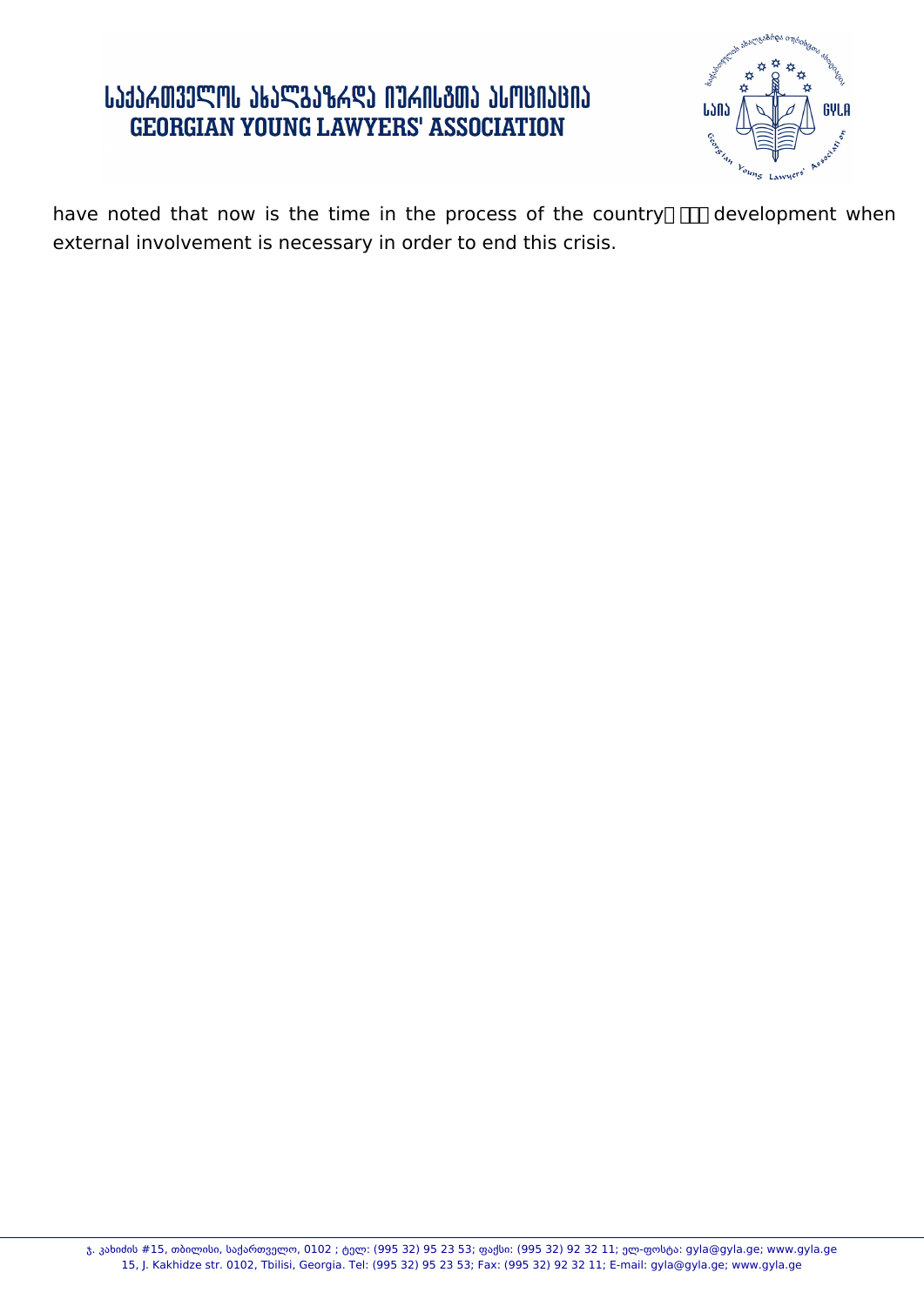have noted that now is the time in the process of the country development when external involvement is necessary in order to end this crisis.